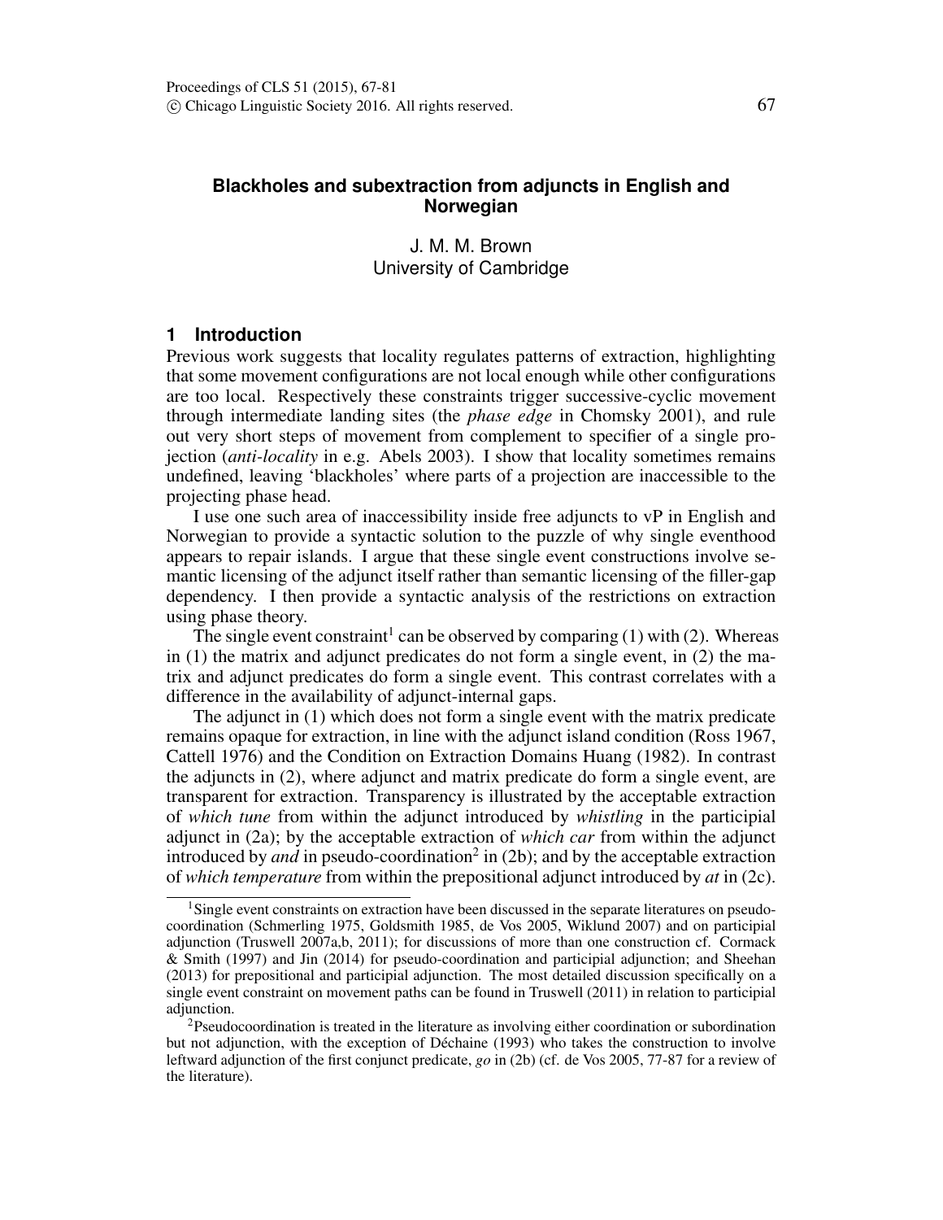# Blackholes and subextraction from adjuncts in English and Norwegian

J. M. M. Brown
University of Cambridge

## 1 Introduction

Previous work suggests that locality regulates patterns of extraction, highlighting that some movement configurations are not local enough while other configurations are too local. Respectively these constraints trigger successive-cyclic movement through intermediate landing sites (the *phase edge* in Chomsky 2001), and rule out very short steps of movement from complement to specifier of a single projection (*anti-locality* in e.g. Abels 2003). I show that locality sometimes remains undefined, leaving 'blackholes' where parts of a projection are inaccessible to the projecting phase head.

I use one such area of inaccessibility inside free adjuncts to vP in English and Norwegian to provide a syntactic solution to the puzzle of why single eventhood appears to repair islands. I argue that these single event constructions involve semantic licensing of the adjunct itself rather than semantic licensing of the filler-gap dependency. I then provide a syntactic analysis of the restrictions on extraction using phase theory.

The single event constraint[1] can be observed by comparing (1) with (2). Whereas in (1) the matrix and adjunct predicates do not form a single event, in (2) the matrix and adjunct predicates do form a single event. This contrast correlates with a difference in the availability of adjunct-internal gaps.

The adjunct in (1) which does not form a single event with the matrix predicate remains opaque for extraction, in line with the adjunct island condition (Ross 1967, Cattell 1976) and the Condition on Extraction Domains Huang (1982). In contrast the adjuncts in (2), where adjunct and matrix predicate do form a single event, are transparent for extraction. Transparency is illustrated by the acceptable extraction of *which tune* from within the adjunct introduced by *whistling* in the participial adjunct in (2a); by the acceptable extraction of *which car* from within the adjunct introduced by *and* in pseudo-coordination[2] in (2b); and by the acceptable extraction of *which temperature* from within the prepositional adjunct introduced by *at* in (2c).

---

[1] Single event constraints on extraction have been discussed in the separate literatures on pseudo-coordination (Schmerling 1975, Goldsmith 1985, de Vos 2005, Wiklund 2007) and on participial adjunction (Truswell 2007a,b, 2011); for discussions of more than one construction cf. Cormack & Smith (1997) and Jin (2014) for pseudo-coordination and participial adjunction; and Sheehan (2013) for prepositional and participial adjunction. The most detailed discussion specifically on a single event constraint on movement paths can be found in Truswell (2011) in relation to participial adjunction.

[2] Pseudocoordination is treated in the literature as involving either coordination or subordination but not adjunction, with the exception of Déchaine (1993) who takes the construction to involve leftward adjunction of the first conjunct predicate, *go* in (2b) (cf. de Vos 2005, 77-87 for a review of the literature).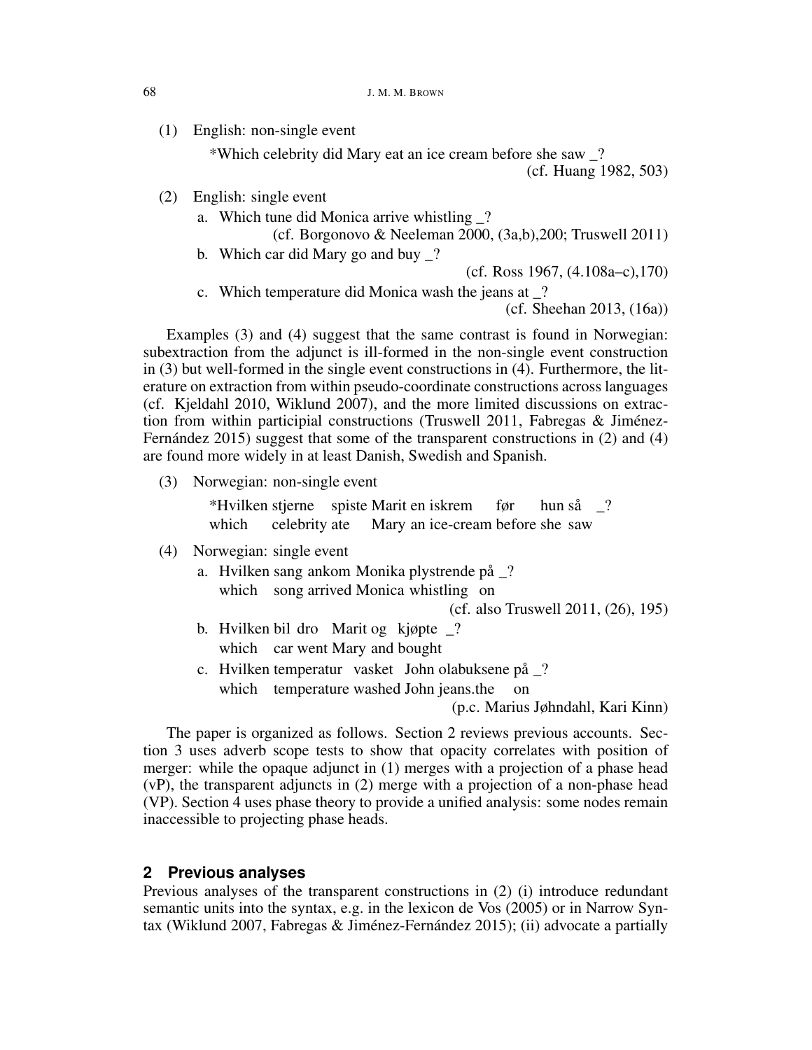(1) English: non-single event

*Which celebrity did Mary eat an ice cream before she saw _?
(cf. Huang 1982, 503)

(2) English: single event

a. Which tune did Monica arrive whistling _?
(cf. Borgonovo & Neeleman 2000, (3a,b),200; Truswell 2011)

b. Which car did Mary go and buy _?
(cf. Ross 1967, (4.108a–c),170)

c. Which temperature did Monica wash the jeans at _?
(cf. Sheehan 2013, (16a))

Examples (3) and (4) suggest that the same contrast is found in Norwegian: subextraction from the adjunct is ill-formed in the non-single event construction in (3) but well-formed in the single event constructions in (4). Furthermore, the literature on extraction from within pseudo-coordinate constructions across languages (cf. Kjeldahl 2010, Wiklund 2007), and the more limited discussions on extraction from within participial constructions (Truswell 2011, Fabregas & Jiménez-Fernández 2015) suggest that some of the transparent constructions in (2) and (4) are found more widely in at least Danish, Swedish and Spanish.

(3) Norwegian: non-single event

*Hvilken stjerne spiste Marit en iskrem før hun så _?
which celebrity ate Mary an ice-cream before she saw

(4) Norwegian: single event

a. Hvilken sang ankom Monika plystrende på _?
which song arrived Monica whistling on
(cf. also Truswell 2011, (26), 195)

b. Hvilken bil dro Marit og kjøpte _?
which car went Mary and bought

c. Hvilken temperatur vasket John olabuksene på _?
which temperature washed John jeans.the on
(p.c. Marius Jøhndahl, Kari Kinn)

The paper is organized as follows. Section 2 reviews previous accounts. Section 3 uses adverb scope tests to show that opacity correlates with position of merger: while the opaque adjunct in (1) merges with a projection of a phase head (vP), the transparent adjuncts in (2) merge with a projection of a non-phase head (VP). Section 4 uses phase theory to provide a unified analysis: some nodes remain inaccessible to projecting phase heads.

## 2 Previous analyses

Previous analyses of the transparent constructions in (2) (i) introduce redundant semantic units into the syntax, e.g. in the lexicon de Vos (2005) or in Narrow Syntax (Wiklund 2007, Fabregas & Jiménez-Fernández 2015); (ii) advocate a partially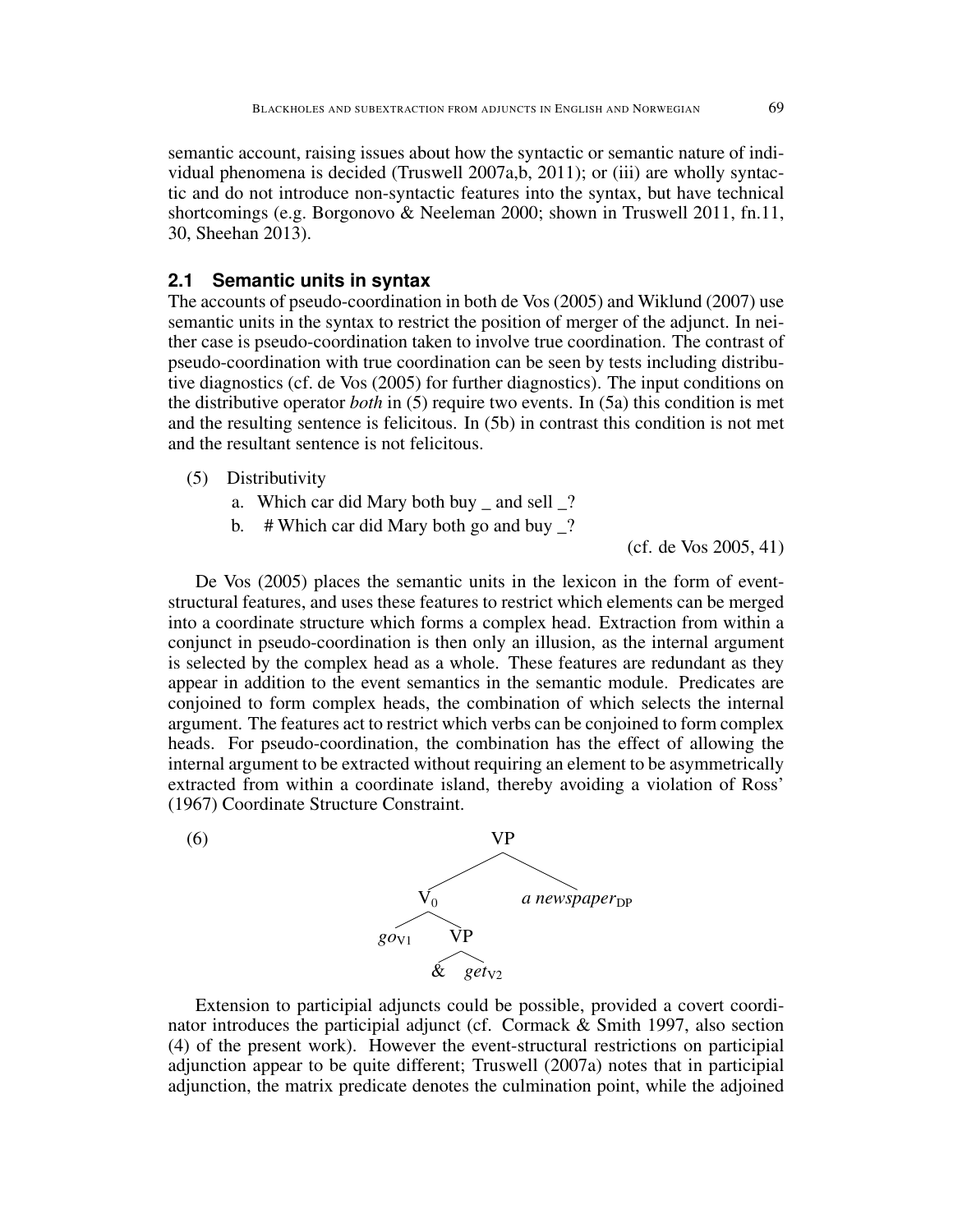semantic account, raising issues about how the syntactic or semantic nature of individual phenomena is decided (Truswell 2007a,b, 2011); or (iii) are wholly syntactic and do not introduce non-syntactic features into the syntax, but have technical shortcomings (e.g. Borgonovo & Neeleman 2000; shown in Truswell 2011, fn.11, 30, Sheehan 2013).

## 2.1 Semantic units in syntax

The accounts of pseudo-coordination in both de Vos (2005) and Wiklund (2007) use semantic units in the syntax to restrict the position of merger of the adjunct. In neither case is pseudo-coordination taken to involve true coordination. The contrast of pseudo-coordination with true coordination can be seen by tests including distributive diagnostics (cf. de Vos (2005) for further diagnostics). The input conditions on the distributive operator *both* in (5) require two events. In (5a) this condition is met and the resulting sentence is felicitous. In (5b) in contrast this condition is not met and the resultant sentence is not felicitous.

(5) Distributivity

a. Which car did Mary both buy _ and sell _?

b. # Which car did Mary both go and buy _?

(cf. de Vos 2005, 41)

De Vos (2005) places the semantic units in the lexicon in the form of event-structural features, and uses these features to restrict which elements can be merged into a coordinate structure which forms a complex head. Extraction from within a conjunct in pseudo-coordination is then only an illusion, as the internal argument is selected by the complex head as a whole. These features are redundant as they appear in addition to the event semantics in the semantic module. Predicates are conjoined to form complex heads, the combination of which selects the internal argument. The features act to restrict which verbs can be conjoined to form complex heads. For pseudo-coordination, the combination has the effect of allowing the internal argument to be extracted without requiring an element to be asymmetrically extracted from within a coordinate island, thereby avoiding a violation of Ross' (1967) Coordinate Structure Constraint.

(6) [VP [$V_0$ $go_{V1}$ [VP & $get_{V2}$]] *a newspaper*$_{DP}$]

Extension to participial adjuncts could be possible, provided a covert coordinator introduces the participial adjunct (cf. Cormack & Smith 1997, also section (4) of the present work). However the event-structural restrictions on participial adjunction appear to be quite different; Truswell (2007a) notes that in participial adjunction, the matrix predicate denotes the culmination point, while the adjoined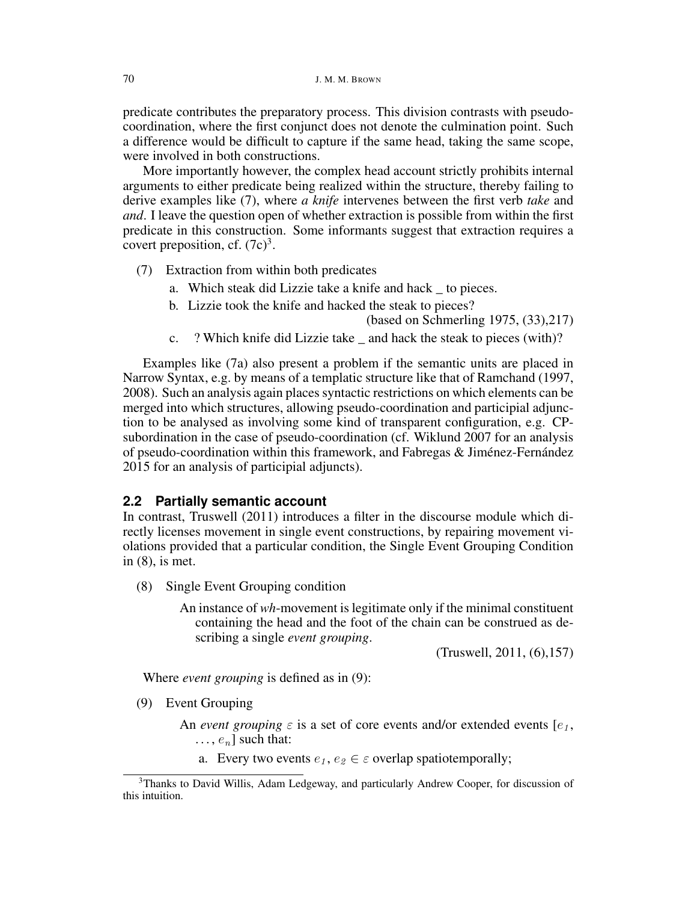predicate contributes the preparatory process. This division contrasts with pseudo-coordination, where the first conjunct does not denote the culmination point. Such a difference would be difficult to capture if the same head, taking the same scope, were involved in both constructions.

More importantly however, the complex head account strictly prohibits internal arguments to either predicate being realized within the structure, thereby failing to derive examples like (7), where *a knife* intervenes between the first verb *take* and *and*. I leave the question open of whether extraction is possible from within the first predicate in this construction. Some informants suggest that extraction requires a covert preposition, cf. (7c)[3].

(7) Extraction from within both predicates

a. Which steak did Lizzie take a knife and hack _ to pieces.

b. Lizzie took the knife and hacked the steak to pieces?

(based on Schmerling 1975, (33),217)

c. ? Which knife did Lizzie take _ and hack the steak to pieces (with)?

Examples like (7a) also present a problem if the semantic units are placed in Narrow Syntax, e.g. by means of a templatic structure like that of Ramchand (1997, 2008). Such an analysis again places syntactic restrictions on which elements can be merged into which structures, allowing pseudo-coordination and participial adjunction to be analysed as involving some kind of transparent configuration, e.g. CP-subordination in the case of pseudo-coordination (cf. Wiklund 2007 for an analysis of pseudo-coordination within this framework, and Fabregas & Jiménez-Fernández 2015 for an analysis of participial adjuncts).

## 2.2 Partially semantic account

In contrast, Truswell (2011) introduces a filter in the discourse module which directly licenses movement in single event constructions, by repairing movement violations provided that a particular condition, the Single Event Grouping Condition in (8), is met.

(8) Single Event Grouping condition

An instance of *wh*-movement is legitimate only if the minimal constituent containing the head and the foot of the chain can be construed as describing a single *event grouping*.

(Truswell, 2011, (6),157)

Where *event grouping* is defined as in (9):

(9) Event Grouping

An *event grouping* $\varepsilon$ is a set of core events and/or extended events [$e_1$, ..., $e_n$] such that:

a. Every two events $e_1, e_2 \in \varepsilon$ overlap spatiotemporally;

[3] Thanks to David Willis, Adam Ledgeway, and particularly Andrew Cooper, for discussion of this intuition.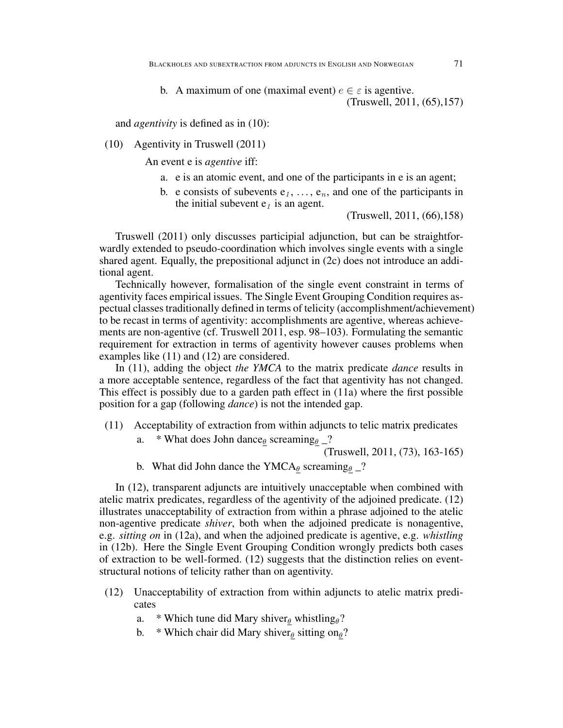b. A maximum of one (maximal event) $e \in \varepsilon$ is agentive.
(Truswell, 2011, (65),157)

and *agentivity* is defined as in (10):

(10) Agentivity in Truswell (2011)

An event e is *agentive* iff:

a. e is an atomic event, and one of the participants in e is an agent;
b. e consists of subevents $e_1, \ldots, e_n$, and one of the participants in the initial subevent $e_1$ is an agent.
(Truswell, 2011, (66),158)

Truswell (2011) only discusses participial adjunction, but can be straightforwardly extended to pseudo-coordination which involves single events with a single shared agent. Equally, the prepositional adjunct in (2c) does not introduce an additional agent.

Technically however, formalisation of the single event constraint in terms of agentivity faces empirical issues. The Single Event Grouping Condition requires aspectual classes traditionally defined in terms of telicity (accomplishment/achievement) to be recast in terms of agentivity: accomplishments are agentive, whereas achievements are non-agentive (cf. Truswell 2011, esp. 98–103). Formulating the semantic requirement for extraction in terms of agentivity however causes problems when examples like (11) and (12) are considered.

In (11), adding the object *the YMCA* to the matrix predicate *dance* results in a more acceptable sentence, regardless of the fact that agentivity has not changed. This effect is possibly due to a garden path effect in (11a) where the first possible position for a gap (following *dance*) is not the intended gap.

(11) Acceptability of extraction from within adjuncts to telic matrix predicates

a. * What does John dance$_{\underline{\theta}}$ screaming$_{\underline{\theta}}$ _?
(Truswell, 2011, (73), 163-165)

b. What did John dance the YMCA$_{\underline{\theta}}$ screaming$_{\underline{\theta}}$ _?

In (12), transparent adjuncts are intuitively unacceptable when combined with atelic matrix predicates, regardless of the agentivity of the adjoined predicate. (12) illustrates unacceptability of extraction from within a phrase adjoined to the atelic non-agentive predicate *shiver*, both when the adjoined predicate is nonagentive, e.g. *sitting on* in (12a), and when the adjoined predicate is agentive, e.g. *whistling* in (12b). Here the Single Event Grouping Condition wrongly predicts both cases of extraction to be well-formed. (12) suggests that the distinction relies on event-structural notions of telicity rather than on agentivity.

(12) Unacceptability of extraction from within adjuncts to atelic matrix predicates

a. * Which tune did Mary shiver$_{\underline{\theta}}$ whistling$_{\theta}$?
b. * Which chair did Mary shiver$_{\underline{\theta}}$ sitting on$_{\underline{\theta}}$?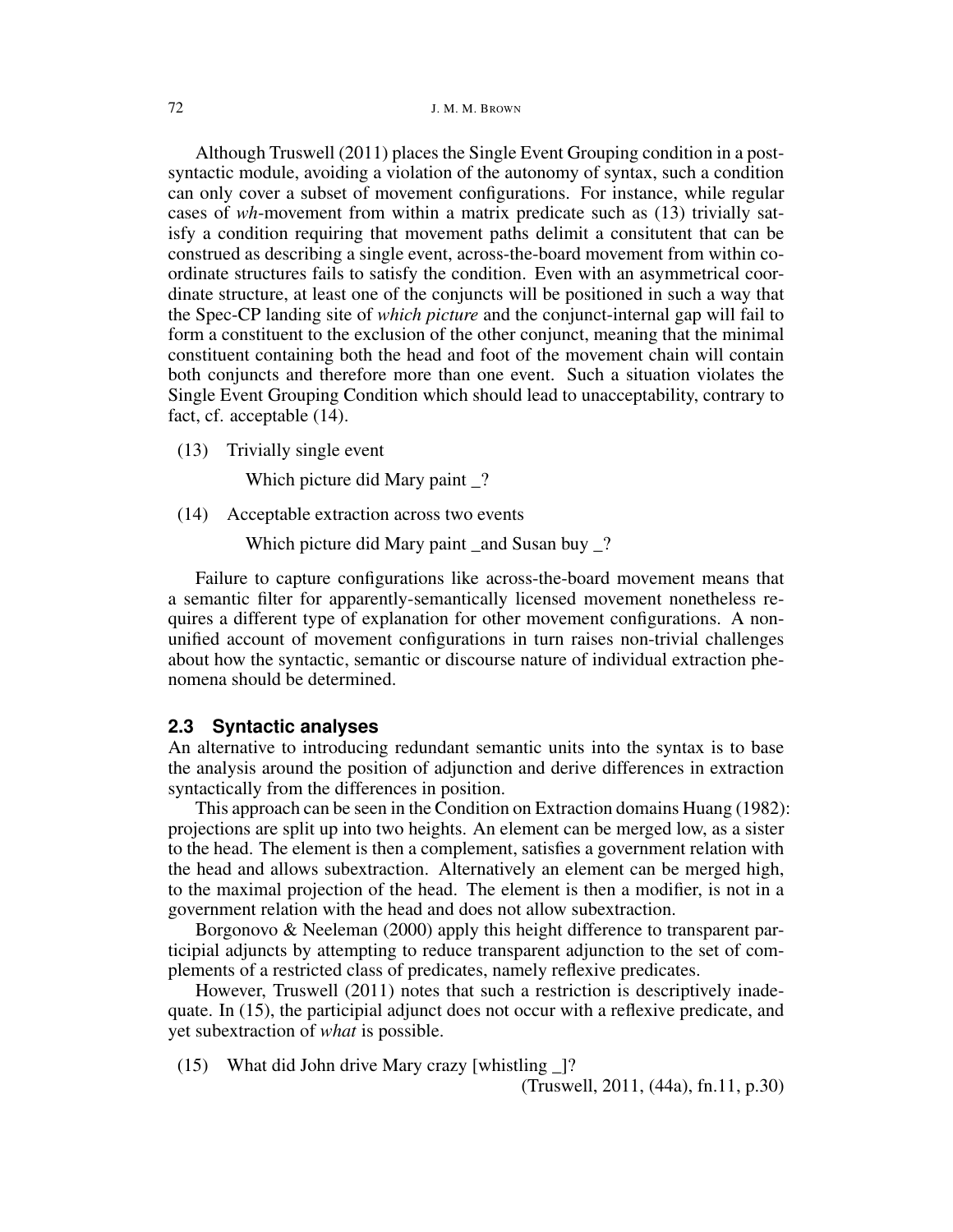Although Truswell (2011) places the Single Event Grouping condition in a post-syntactic module, avoiding a violation of the autonomy of syntax, such a condition can only cover a subset of movement configurations. For instance, while regular cases of *wh*-movement from within a matrix predicate such as (13) trivially satisfy a condition requiring that movement paths delimit a consitutent that can be construed as describing a single event, across-the-board movement from within coordinate structures fails to satisfy the condition. Even with an asymmetrical coordinate structure, at least one of the conjuncts will be positioned in such a way that the Spec-CP landing site of *which picture* and the conjunct-internal gap will fail to form a constituent to the exclusion of the other conjunct, meaning that the minimal constituent containing both the head and foot of the movement chain will contain both conjuncts and therefore more than one event. Such a situation violates the Single Event Grouping Condition which should lead to unacceptability, contrary to fact, cf. acceptable (14).

(13) Trivially single event

Which picture did Mary paint _?

(14) Acceptable extraction across two events

Which picture did Mary paint _and Susan buy _?

Failure to capture configurations like across-the-board movement means that a semantic filter for apparently-semantically licensed movement nonetheless requires a different type of explanation for other movement configurations. A non-unified account of movement configurations in turn raises non-trivial challenges about how the syntactic, semantic or discourse nature of individual extraction phenomena should be determined.

### 2.3 Syntactic analyses

An alternative to introducing redundant semantic units into the syntax is to base the analysis around the position of adjunction and derive differences in extraction syntactically from the differences in position.

This approach can be seen in the Condition on Extraction domains Huang (1982): projections are split up into two heights. An element can be merged low, as a sister to the head. The element is then a complement, satisfies a government relation with the head and allows subextraction. Alternatively an element can be merged high, to the maximal projection of the head. The element is then a modifier, is not in a government relation with the head and does not allow subextraction.

Borgonovo & Neeleman (2000) apply this height difference to transparent participial adjuncts by attempting to reduce transparent adjunction to the set of complements of a restricted class of predicates, namely reflexive predicates.

However, Truswell (2011) notes that such a restriction is descriptively inadequate. In (15), the participial adjunct does not occur with a reflexive predicate, and yet subextraction of *what* is possible.

(15) What did John drive Mary crazy [whistling _]?

(Truswell, 2011, (44a), fn.11, p.30)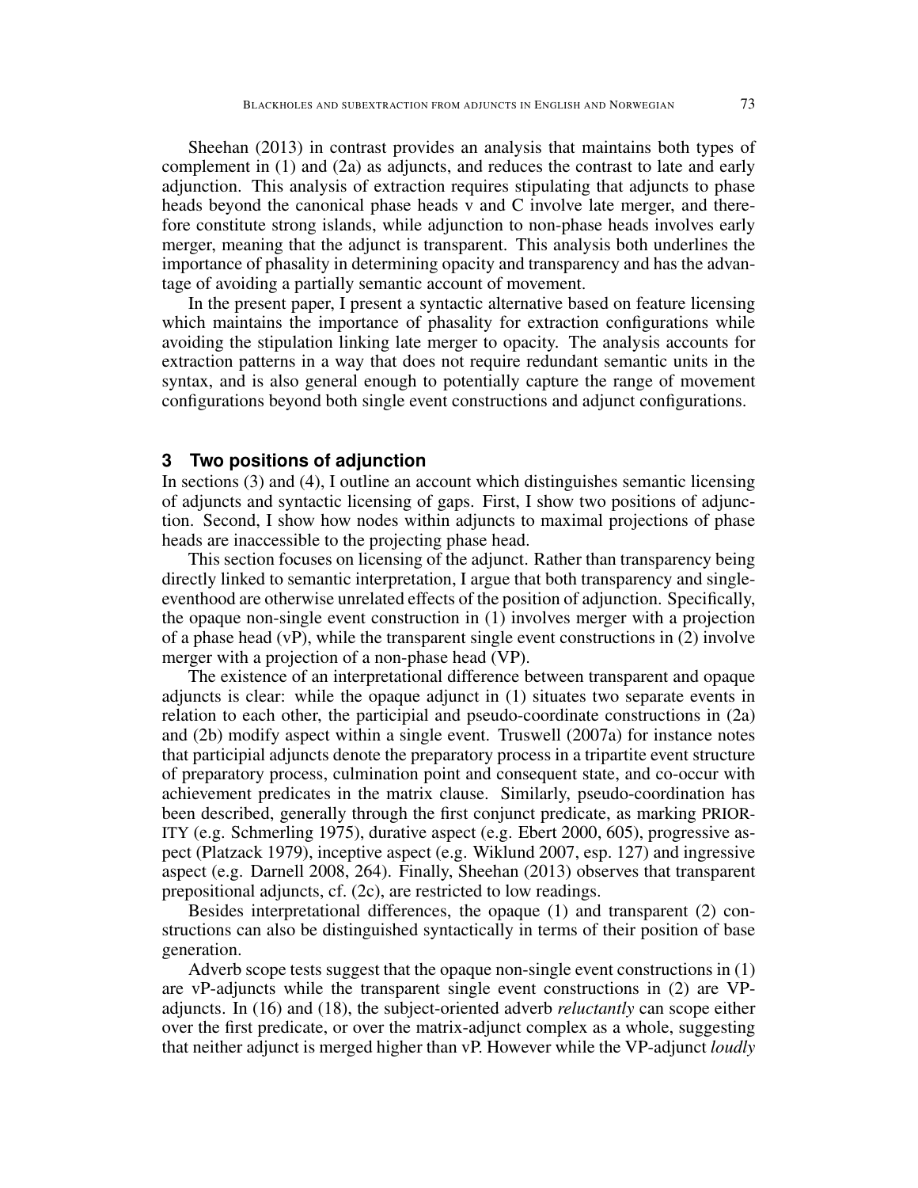Sheehan (2013) in contrast provides an analysis that maintains both types of complement in (1) and (2a) as adjuncts, and reduces the contrast to late and early adjunction. This analysis of extraction requires stipulating that adjuncts to phase heads beyond the canonical phase heads v and C involve late merger, and therefore constitute strong islands, while adjunction to non-phase heads involves early merger, meaning that the adjunct is transparent. This analysis both underlines the importance of phasality in determining opacity and transparency and has the advantage of avoiding a partially semantic account of movement.

In the present paper, I present a syntactic alternative based on feature licensing which maintains the importance of phasality for extraction configurations while avoiding the stipulation linking late merger to opacity. The analysis accounts for extraction patterns in a way that does not require redundant semantic units in the syntax, and is also general enough to potentially capture the range of movement configurations beyond both single event constructions and adjunct configurations.

## 3 Two positions of adjunction

In sections (3) and (4), I outline an account which distinguishes semantic licensing of adjuncts and syntactic licensing of gaps. First, I show two positions of adjunction. Second, I show how nodes within adjuncts to maximal projections of phase heads are inaccessible to the projecting phase head.

This section focuses on licensing of the adjunct. Rather than transparency being directly linked to semantic interpretation, I argue that both transparency and single-eventhood are otherwise unrelated effects of the position of adjunction. Specifically, the opaque non-single event construction in (1) involves merger with a projection of a phase head (vP), while the transparent single event constructions in (2) involve merger with a projection of a non-phase head (VP).

The existence of an interpretational difference between transparent and opaque adjuncts is clear: while the opaque adjunct in (1) situates two separate events in relation to each other, the participial and pseudo-coordinate constructions in (2a) and (2b) modify aspect within a single event. Truswell (2007a) for instance notes that participial adjuncts denote the preparatory process in a tripartite event structure of preparatory process, culmination point and consequent state, and co-occur with achievement predicates in the matrix clause. Similarly, pseudo-coordination has been described, generally through the first conjunct predicate, as marking PRIORITY (e.g. Schmerling 1975), durative aspect (e.g. Ebert 2000, 605), progressive aspect (Platzack 1979), inceptive aspect (e.g. Wiklund 2007, esp. 127) and ingressive aspect (e.g. Darnell 2008, 264). Finally, Sheehan (2013) observes that transparent prepositional adjuncts, cf. (2c), are restricted to low readings.

Besides interpretational differences, the opaque (1) and transparent (2) constructions can also be distinguished syntactically in terms of their position of base generation.

Adverb scope tests suggest that the opaque non-single event constructions in (1) are vP-adjuncts while the transparent single event constructions in (2) are VP-adjuncts. In (16) and (18), the subject-oriented adverb *reluctantly* can scope either over the first predicate, or over the matrix-adjunct complex as a whole, suggesting that neither adjunct is merged higher than vP. However while the VP-adjunct *loudly*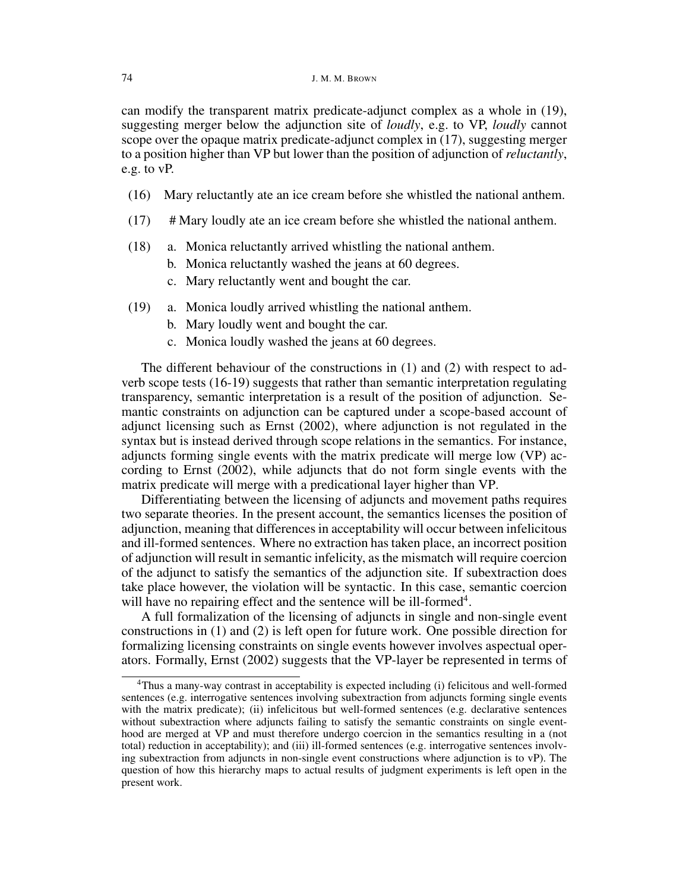can modify the transparent matrix predicate-adjunct complex as a whole in (19), suggesting merger below the adjunction site of *loudly*, e.g. to VP, *loudly* cannot scope over the opaque matrix predicate-adjunct complex in (17), suggesting merger to a position higher than VP but lower than the position of adjunction of *reluctantly*, e.g. to vP.

(16) Mary reluctantly ate an ice cream before she whistled the national anthem.

(17) # Mary loudly ate an ice cream before she whistled the national anthem.

(18) a. Monica reluctantly arrived whistling the national anthem.
b. Monica reluctantly washed the jeans at 60 degrees.
c. Mary reluctantly went and bought the car.

(19) a. Monica loudly arrived whistling the national anthem.
b. Mary loudly went and bought the car.
c. Monica loudly washed the jeans at 60 degrees.

The different behaviour of the constructions in (1) and (2) with respect to adverb scope tests (16-19) suggests that rather than semantic interpretation regulating transparency, semantic interpretation is a result of the position of adjunction. Semantic constraints on adjunction can be captured under a scope-based account of adjunct licensing such as Ernst (2002), where adjunction is not regulated in the syntax but is instead derived through scope relations in the semantics. For instance, adjuncts forming single events with the matrix predicate will merge low (VP) according to Ernst (2002), while adjuncts that do not form single events with the matrix predicate will merge with a predicational layer higher than VP.

Differentiating between the licensing of adjuncts and movement paths requires two separate theories. In the present account, the semantics licenses the position of adjunction, meaning that differences in acceptability will occur between infelicitous and ill-formed sentences. Where no extraction has taken place, an incorrect position of adjunction will result in semantic infelicity, as the mismatch will require coercion of the adjunct to satisfy the semantics of the adjunction site. If subextraction does take place however, the violation will be syntactic. In this case, semantic coercion will have no repairing effect and the sentence will be ill-formed[4].

A full formalization of the licensing of adjuncts in single and non-single event constructions in (1) and (2) is left open for future work. One possible direction for formalizing licensing constraints on single events however involves aspectual operators. Formally, Ernst (2002) suggests that the VP-layer be represented in terms of

[4]Thus a many-way contrast in acceptability is expected including (i) felicitous and well-formed sentences (e.g. interrogative sentences involving subextraction from adjuncts forming single events with the matrix predicate); (ii) infelicitous but well-formed sentences (e.g. declarative sentences without subextraction where adjuncts failing to satisfy the semantic constraints on single eventhood are merged at VP and must therefore undergo coercion in the semantics resulting in a (not total) reduction in acceptability); and (iii) ill-formed sentences (e.g. interrogative sentences involving subextraction from adjuncts in non-single event constructions where adjunction is to vP). The question of how this hierarchy maps to actual results of judgment experiments is left open in the present work.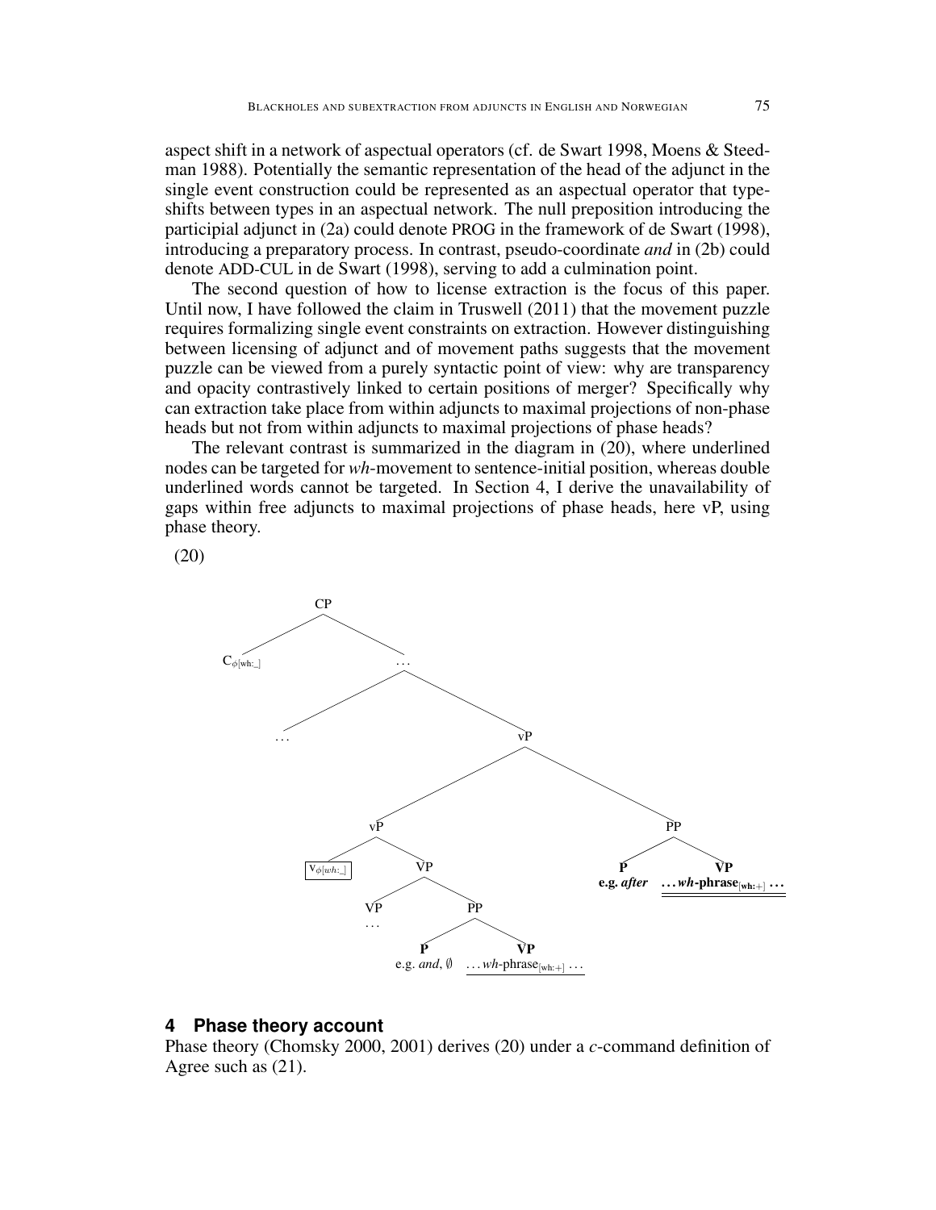aspect shift in a network of aspectual operators (cf. de Swart 1998, Moens & Steedman 1988). Potentially the semantic representation of the head of the adjunct in the single event construction could be represented as an aspectual operator that type-shifts between types in an aspectual network. The null preposition introducing the participial adjunct in (2a) could denote PROG in the framework of de Swart (1998), introducing a preparatory process. In contrast, pseudo-coordinate *and* in (2b) could denote ADD-CUL in de Swart (1998), serving to add a culmination point.

The second question of how to license extraction is the focus of this paper. Until now, I have followed the claim in Truswell (2011) that the movement puzzle requires formalizing single event constraints on extraction. However distinguishing between licensing of adjunct and of movement paths suggests that the movement puzzle can be viewed from a purely syntactic point of view: why are transparency and opacity contrastively linked to certain positions of merger? Specifically why can extraction take place from within adjuncts to maximal projections of non-phase heads but not from within adjuncts to maximal projections of phase heads?

The relevant contrast is summarized in the diagram in (20), where underlined nodes can be targeted for *wh*-movement to sentence-initial position, whereas double underlined words cannot be targeted. In Section 4, I derive the unavailability of gaps within free adjuncts to maximal projections of phase heads, here vP, using phase theory.

(20)

```
[CP C_φ[wh:_]
    [...  ...
          [vP [vP [v_φ[wh:_]]                      (boxed)
                  [VP [VP ...]
                      [PP [P e.g. and, ∅]
                          [VP ... wh-phrase[wh:+] ...]]]]     (underlined)
              [PP [P e.g. after]
                  [VP ... wh-phrase[wh:+] ...]]]]]            (double underlined)
```

## 4 Phase theory account

Phase theory (Chomsky 2000, 2001) derives (20) under a *c*-command definition of Agree such as (21).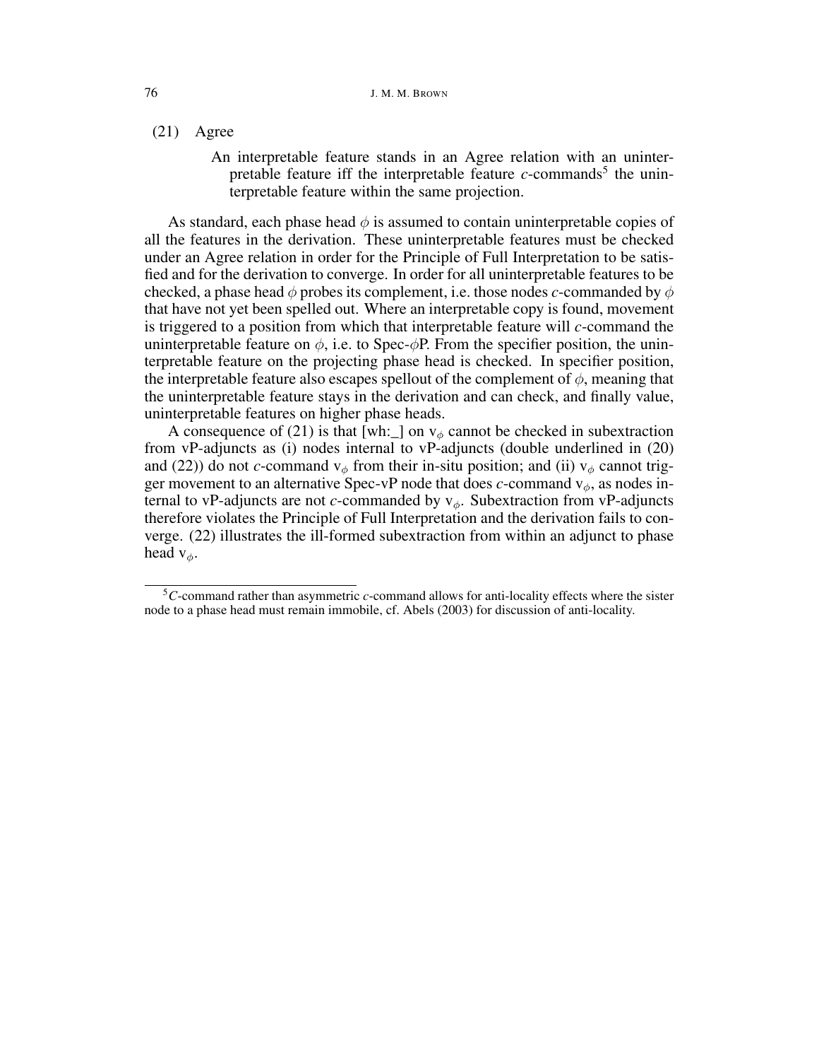(21) Agree

> An interpretable feature stands in an Agree relation with an uninterpretable feature iff the interpretable feature *c*-commands[5] the uninterpretable feature within the same projection.

As standard, each phase head $\phi$ is assumed to contain uninterpretable copies of all the features in the derivation. These uninterpretable features must be checked under an Agree relation in order for the Principle of Full Interpretation to be satisfied and for the derivation to converge. In order for all uninterpretable features to be checked, a phase head $\phi$ probes its complement, i.e. those nodes *c*-commanded by $\phi$ that have not yet been spelled out. Where an interpretable copy is found, movement is triggered to a position from which that interpretable feature will *c*-command the uninterpretable feature on $\phi$, i.e. to Spec-$\phi$P. From the specifier position, the uninterpretable feature on the projecting phase head is checked. In specifier position, the interpretable feature also escapes spellout of the complement of $\phi$, meaning that the uninterpretable feature stays in the derivation and can check, and finally value, uninterpretable features on higher phase heads.

A consequence of (21) is that [wh:_] on $v_\phi$ cannot be checked in subextraction from vP-adjuncts as (i) nodes internal to vP-adjuncts (double underlined in (20) and (22)) do not *c*-command $v_\phi$ from their in-situ position; and (ii) $v_\phi$ cannot trigger movement to an alternative Spec-vP node that does *c*-command $v_\phi$, as nodes internal to vP-adjuncts are not *c*-commanded by $v_\phi$. Subextraction from vP-adjuncts therefore violates the Principle of Full Interpretation and the derivation fails to converge. (22) illustrates the ill-formed subextraction from within an adjunct to phase head $v_\phi$.

---

[5] *C*-command rather than asymmetric *c*-command allows for anti-locality effects where the sister node to a phase head must remain immobile, cf. Abels (2003) for discussion of anti-locality.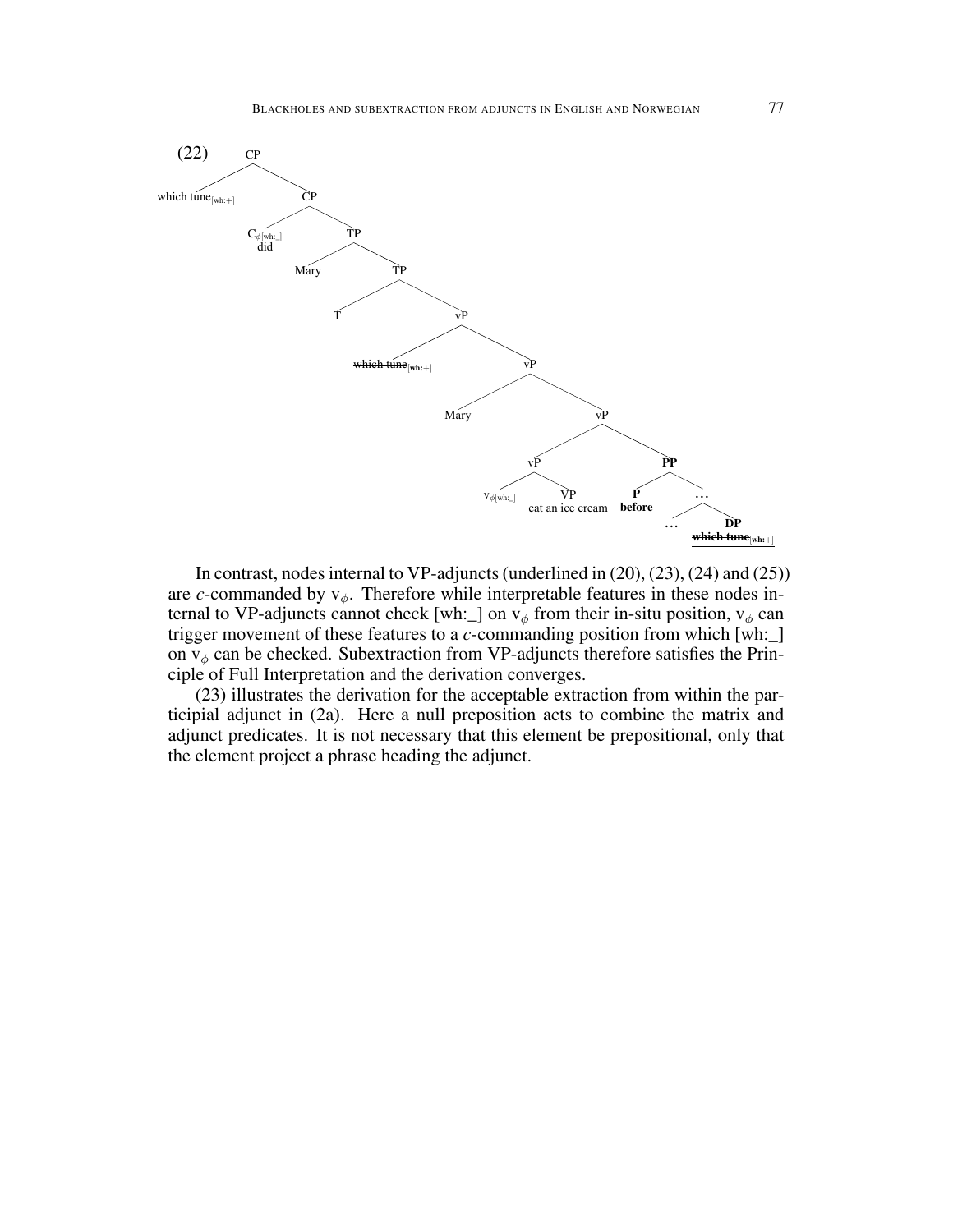(22) [tree diagram]

```
CP
├── which tune[wh:+]
└── CP
    ├── C_φ[wh:_] did
    └── TP
        ├── Mary
        └── TP
            ├── T
            └── vP
                ├── ~~which tune[wh:+]~~
                └── vP
                    ├── ~~Mary~~
                    └── vP
                        ├── vP
                        │   ├── v_φ[wh:_]
                        │   └── VP eat an ice cream
                        └── PP
                            ├── P before
                            └── …
                                ├── …
                                └── DP ~~which tune[wh:+]~~
```

In contrast, nodes internal to VP-adjuncts (underlined in (20), (23), (24) and (25)) are *c*-commanded by $v_\phi$. Therefore while interpretable features in these nodes internal to VP-adjuncts cannot check [wh:_] on $v_\phi$ from their in-situ position, $v_\phi$ can trigger movement of these features to a *c*-commanding position from which [wh:_] on $v_\phi$ can be checked. Subextraction from VP-adjuncts therefore satisfies the Principle of Full Interpretation and the derivation converges.

(23) illustrates the derivation for the acceptable extraction from within the participial adjunct in (2a). Here a null preposition acts to combine the matrix and adjunct predicates. It is not necessary that this element be prepositional, only that the element project a phrase heading the adjunct.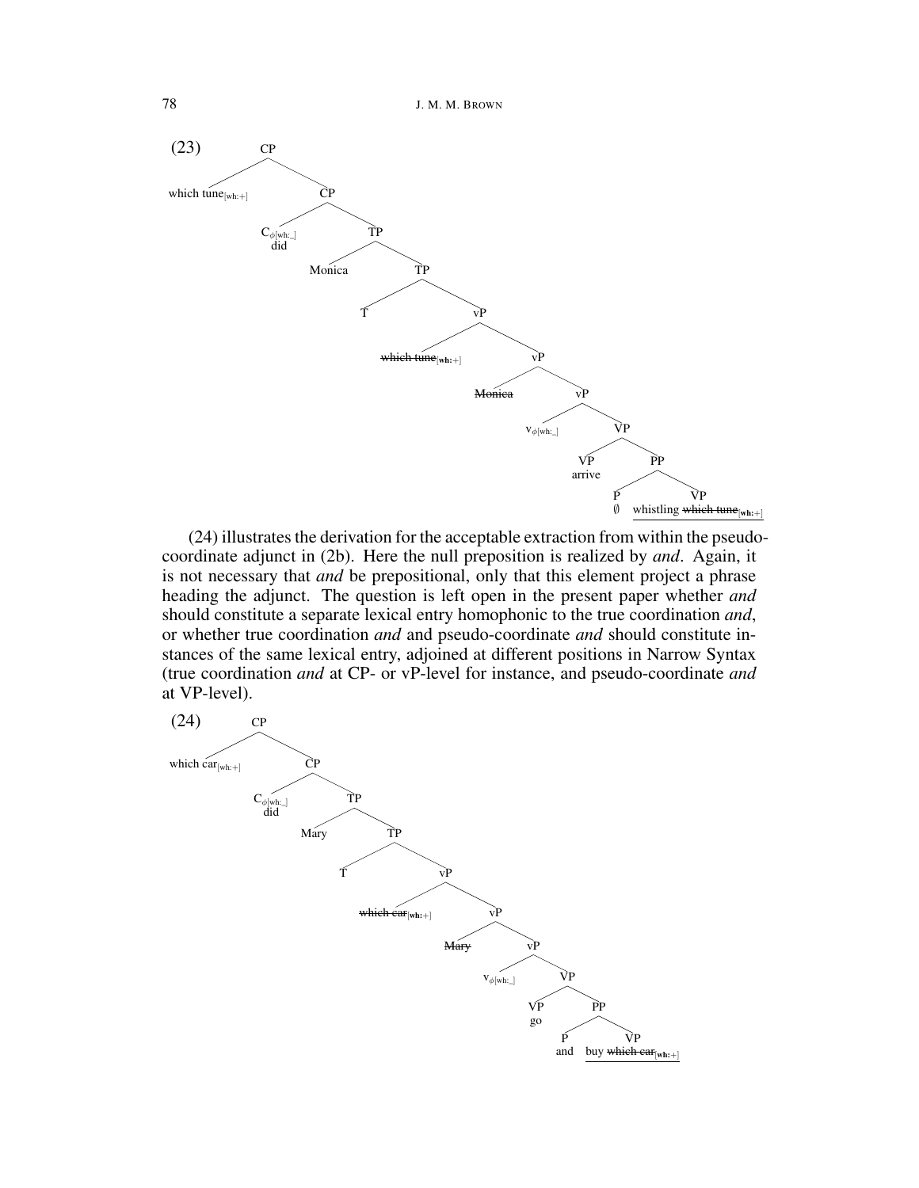(23) [CP which tune$_{[wh:+]}$ [CP C$_{\phi[wh:\_]}$ did [TP Monica [TP T [vP ~~which tune~~$_{[wh:+]}$ [vP ~~Monica~~ [vP v$_{\phi[wh:\_]}$ [VP [VP arrive] [PP [P ∅] [VP whistling ~~which tune~~$_{[wh:+]}$]]]]]]]]]]

(24) illustrates the derivation for the acceptable extraction from within the pseudo-coordinate adjunct in (2b). Here the null preposition is realized by *and*. Again, it is not necessary that *and* be prepositional, only that this element project a phrase heading the adjunct. The question is left open in the present paper whether *and* should constitute a separate lexical entry homophonic to the true coordination *and*, or whether true coordination *and* and pseudo-coordinate *and* should constitute instances of the same lexical entry, adjoined at different positions in Narrow Syntax (true coordination *and* at CP- or vP-level for instance, and pseudo-coordinate *and* at VP-level).

(24) [CP which car$_{[wh:+]}$ [CP C$_{\phi[wh:\_]}$ did [TP Mary [TP T [vP ~~which car~~$_{[wh:+]}$ [vP ~~Mary~~ [vP v$_{\phi[wh:\_]}$ [VP [VP go] [PP [P and] [VP buy ~~which car~~$_{[wh:+]}$]]]]]]]]]]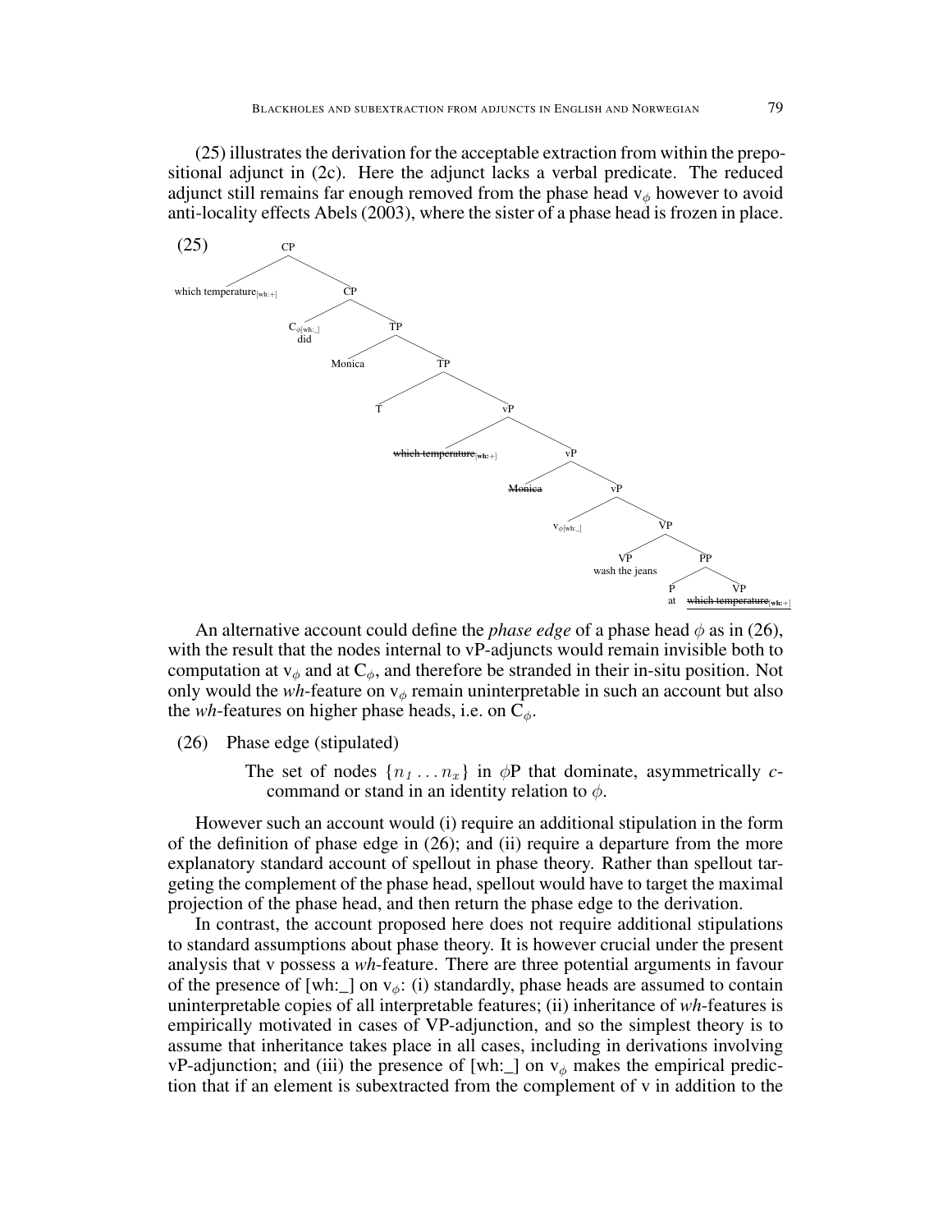(25) illustrates the derivation for the acceptable extraction from within the prepositional adjunct in (2c). Here the adjunct lacks a verbal predicate. The reduced adjunct still remains far enough removed from the phase head $v_\phi$ however to avoid anti-locality effects Abels (2003), where the sister of a phase head is frozen in place.

(25)

```
CP
├── which temperature[wh:+]
└── CP
    ├── C_φ[wh:_] did
    └── TP
        ├── Monica
        └── TP
            ├── T
            └── vP
                ├── ~~which temperature[wh:+]~~
                └── vP
                    ├── ~~Monica~~
                    └── vP
                        ├── v_φ[wh:_]
                        └── VP
                            ├── VP  wash the jeans
                            └── PP
                                ├── P  at
                                └── VP  ~~which temperature[wh:+]~~
```

An alternative account could define the *phase edge* of a phase head $\phi$ as in (26), with the result that the nodes internal to vP-adjuncts would remain invisible both to computation at $v_\phi$ and at $C_\phi$, and therefore be stranded in their in-situ position. Not only would the *wh*-feature on $v_\phi$ remain uninterpretable in such an account but also the *wh*-features on higher phase heads, i.e. on $C_\phi$.

(26) Phase edge (stipulated)

> The set of nodes $\{n_1 \ldots n_x\}$ in $\phi$P that dominate, asymmetrically *c*-command or stand in an identity relation to $\phi$.

However such an account would (i) require an additional stipulation in the form of the definition of phase edge in (26); and (ii) require a departure from the more explanatory standard account of spellout in phase theory. Rather than spellout targeting the complement of the phase head, spellout would have to target the maximal projection of the phase head, and then return the phase edge to the derivation.

In contrast, the account proposed here does not require additional stipulations to standard assumptions about phase theory. It is however crucial under the present analysis that v possess a *wh*-feature. There are three potential arguments in favour of the presence of [wh:_] on $v_\phi$: (i) standardly, phase heads are assumed to contain uninterpretable copies of all interpretable features; (ii) inheritance of *wh*-features is empirically motivated in cases of VP-adjunction, and so the simplest theory is to assume that inheritance takes place in all cases, including in derivations involving vP-adjunction; and (iii) the presence of [wh:_] on $v_\phi$ makes the empirical prediction that if an element is subextracted from the complement of v in addition to the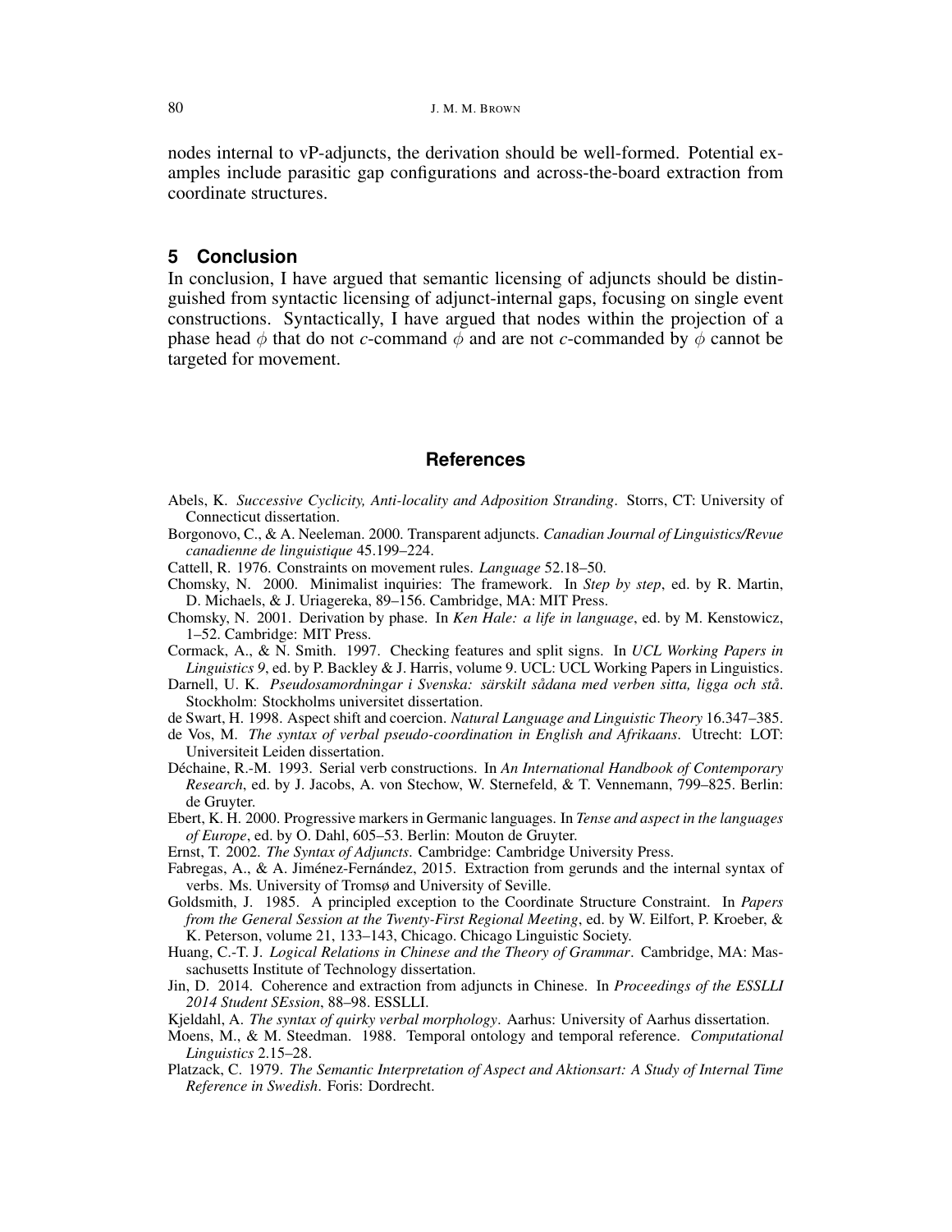nodes internal to vP-adjuncts, the derivation should be well-formed. Potential examples include parasitic gap configurations and across-the-board extraction from coordinate structures.

## 5 Conclusion

In conclusion, I have argued that semantic licensing of adjuncts should be distinguished from syntactic licensing of adjunct-internal gaps, focusing on single event constructions. Syntactically, I have argued that nodes within the projection of a phase head $\phi$ that do not *c*-command $\phi$ and are not *c*-commanded by $\phi$ cannot be targeted for movement.

## References

Abels, K. *Successive Cyclicity, Anti-locality and Adposition Stranding*. Storrs, CT: University of Connecticut dissertation.

Borgonovo, C., & A. Neeleman. 2000. Transparent adjuncts. *Canadian Journal of Linguistics/Revue canadienne de linguistique* 45.199–224.

Cattell, R. 1976. Constraints on movement rules. *Language* 52.18–50.

Chomsky, N. 2000. Minimalist inquiries: The framework. In *Step by step*, ed. by R. Martin, D. Michaels, & J. Uriagereka, 89–156. Cambridge, MA: MIT Press.

Chomsky, N. 2001. Derivation by phase. In *Ken Hale: a life in language*, ed. by M. Kenstowicz, 1–52. Cambridge: MIT Press.

Cormack, A., & N. Smith. 1997. Checking features and split signs. In *UCL Working Papers in Linguistics 9*, ed. by P. Backley & J. Harris, volume 9. UCL: UCL Working Papers in Linguistics.

Darnell, U. K. *Pseudosamordningar i Svenska: särskilt sådana med verben sitta, ligga och stå*. Stockholm: Stockholms universitet dissertation.

de Swart, H. 1998. Aspect shift and coercion. *Natural Language and Linguistic Theory* 16.347–385.

de Vos, M. *The syntax of verbal pseudo-coordination in English and Afrikaans*. Utrecht: LOT: Universiteit Leiden dissertation.

Déchaine, R.-M. 1993. Serial verb constructions. In *An International Handbook of Contemporary Research*, ed. by J. Jacobs, A. von Stechow, W. Sternefeld, & T. Vennemann, 799–825. Berlin: de Gruyter.

Ebert, K. H. 2000. Progressive markers in Germanic languages. In *Tense and aspect in the languages of Europe*, ed. by O. Dahl, 605–53. Berlin: Mouton de Gruyter.

Ernst, T. 2002. *The Syntax of Adjuncts*. Cambridge: Cambridge University Press.

Fabregas, A., & A. Jiménez-Fernández, 2015. Extraction from gerunds and the internal syntax of verbs. Ms. University of Tromsø and University of Seville.

Goldsmith, J. 1985. A principled exception to the Coordinate Structure Constraint. In *Papers from the General Session at the Twenty-First Regional Meeting*, ed. by W. Eilfort, P. Kroeber, & K. Peterson, volume 21, 133–143, Chicago. Chicago Linguistic Society.

Huang, C.-T. J. *Logical Relations in Chinese and the Theory of Grammar*. Cambridge, MA: Massachusetts Institute of Technology dissertation.

Jin, D. 2014. Coherence and extraction from adjuncts in Chinese. In *Proceedings of the ESSLLI 2014 Student SEssion*, 88–98. ESSLLI.

Kjeldahl, A. *The syntax of quirky verbal morphology*. Aarhus: University of Aarhus dissertation.

Moens, M., & M. Steedman. 1988. Temporal ontology and temporal reference. *Computational Linguistics* 2.15–28.

Platzack, C. 1979. *The Semantic Interpretation of Aspect and Aktionsart: A Study of Internal Time Reference in Swedish*. Foris: Dordrecht.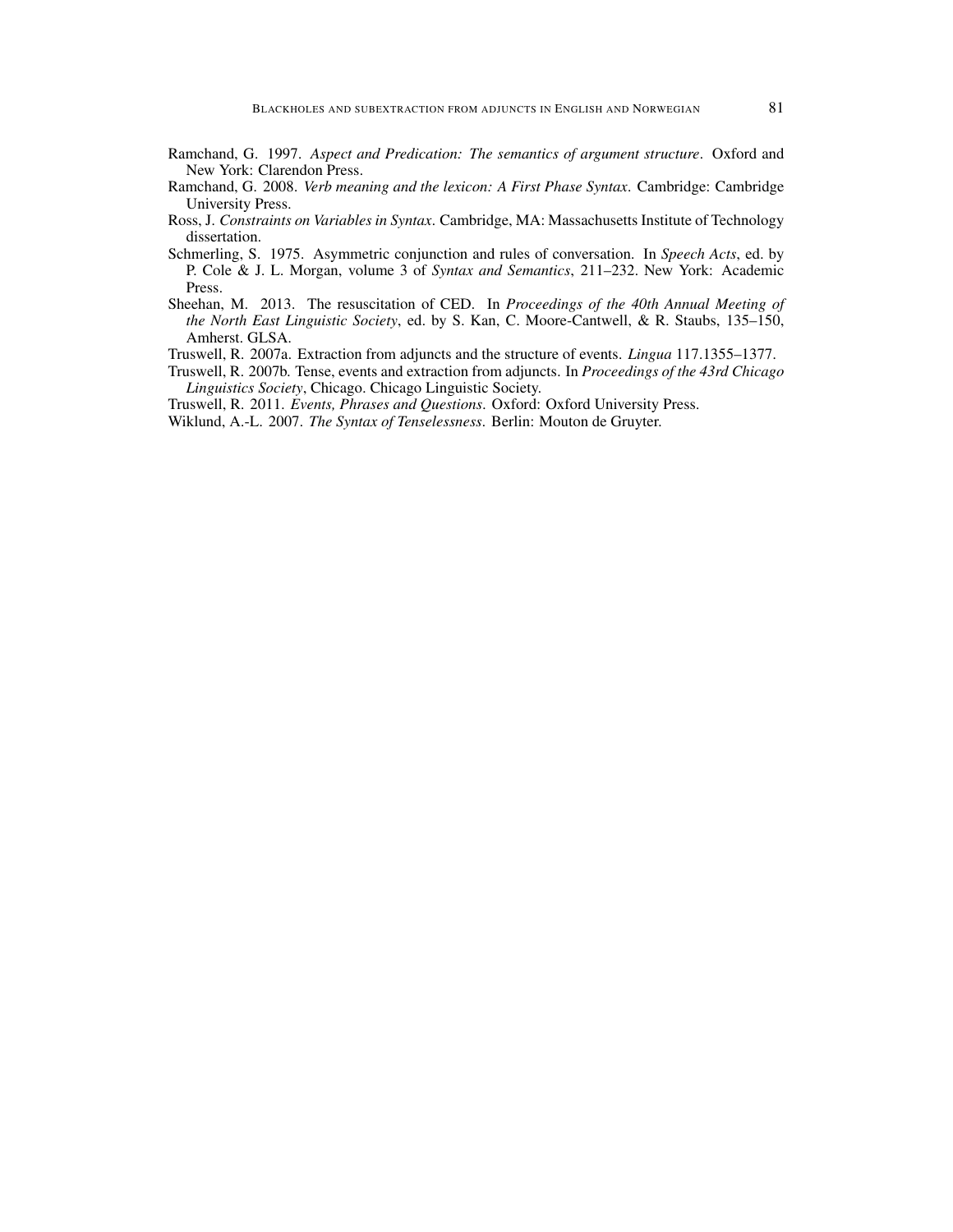Ramchand, G. 1997. *Aspect and Predication: The semantics of argument structure*. Oxford and New York: Clarendon Press.

Ramchand, G. 2008. *Verb meaning and the lexicon: A First Phase Syntax*. Cambridge: Cambridge University Press.

Ross, J. *Constraints on Variables in Syntax*. Cambridge, MA: Massachusetts Institute of Technology dissertation.

Schmerling, S. 1975. Asymmetric conjunction and rules of conversation. In *Speech Acts*, ed. by P. Cole & J. L. Morgan, volume 3 of *Syntax and Semantics*, 211–232. New York: Academic Press.

Sheehan, M. 2013. The resuscitation of CED. In *Proceedings of the 40th Annual Meeting of the North East Linguistic Society*, ed. by S. Kan, C. Moore-Cantwell, & R. Staubs, 135–150, Amherst. GLSA.

Truswell, R. 2007a. Extraction from adjuncts and the structure of events. *Lingua* 117.1355–1377.

Truswell, R. 2007b. Tense, events and extraction from adjuncts. In *Proceedings of the 43rd Chicago Linguistics Society*, Chicago. Chicago Linguistic Society.

Truswell, R. 2011. *Events, Phrases and Questions*. Oxford: Oxford University Press.

Wiklund, A.-L. 2007. *The Syntax of Tenselessness*. Berlin: Mouton de Gruyter.